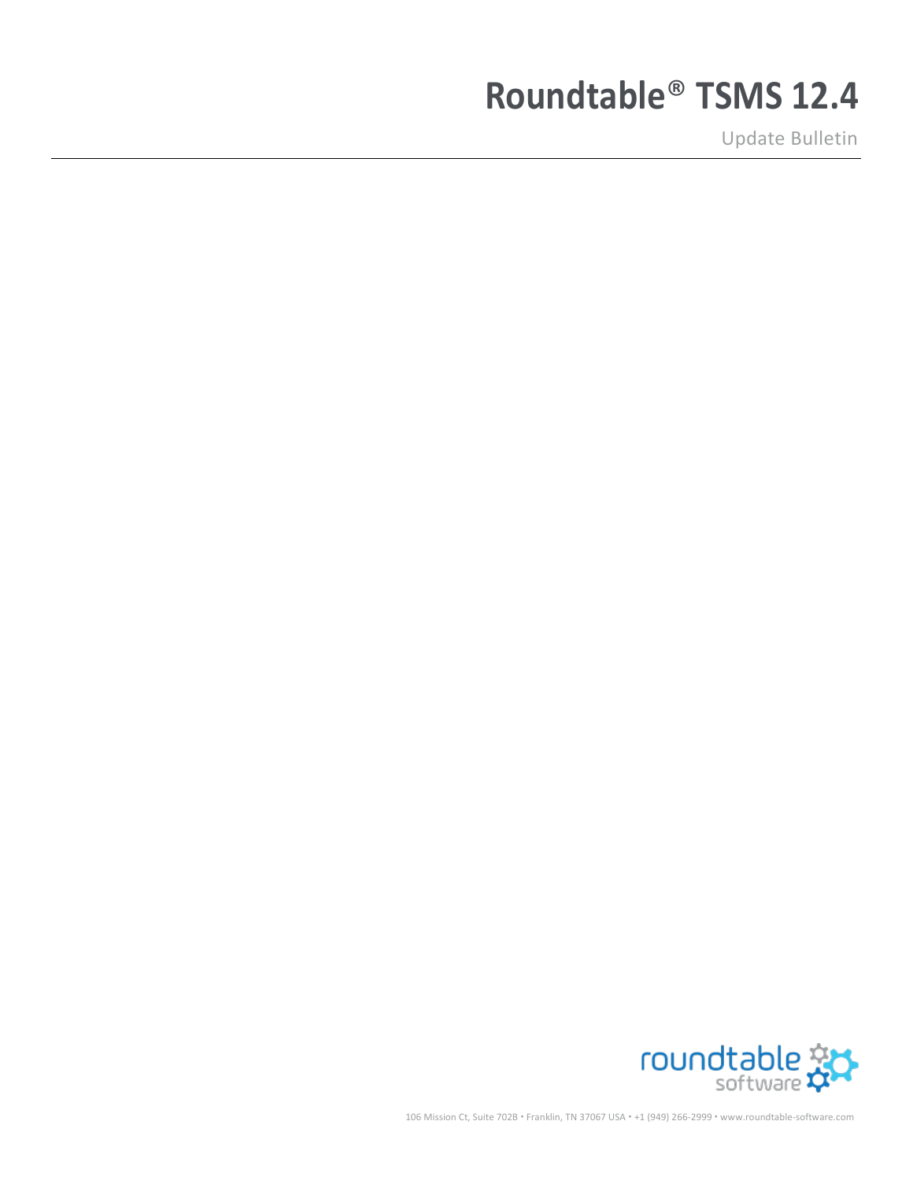# Roundtable® TSMS 12.4

Update Bulletin

---

roundtable software

106 Mission Ct, Suite 702B • Franklin, TN 37067 USA • +1 (949) 266-2999 • www.roundtable-software.com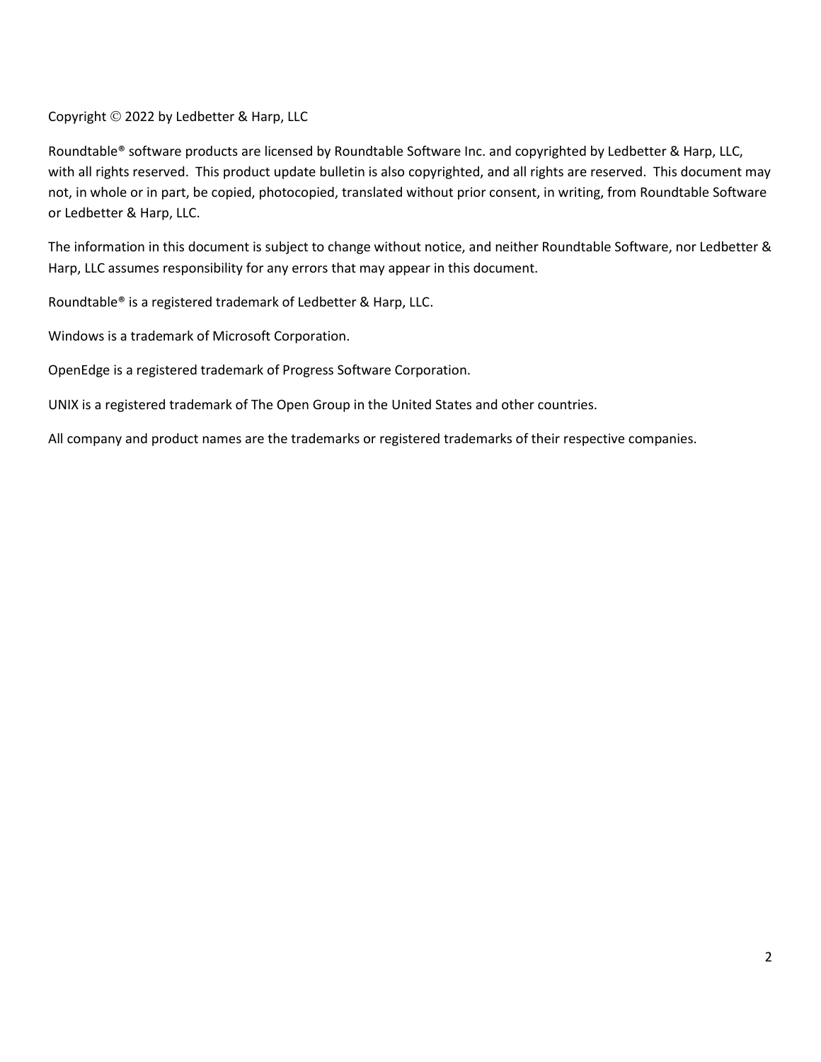Copyright © 2022 by Ledbetter & Harp, LLC

Roundtable® software products are licensed by Roundtable Software Inc. and copyrighted by Ledbetter & Harp, LLC, with all rights reserved. This product update bulletin is also copyrighted, and all rights are reserved. This document may not, in whole or in part, be copied, photocopied, translated without prior consent, in writing, from Roundtable Software or Ledbetter & Harp, LLC.

The information in this document is subject to change without notice, and neither Roundtable Software, nor Ledbetter & Harp, LLC assumes responsibility for any errors that may appear in this document.

Roundtable® is a registered trademark of Ledbetter & Harp, LLC.

Windows is a trademark of Microsoft Corporation.

OpenEdge is a registered trademark of Progress Software Corporation.

UNIX is a registered trademark of The Open Group in the United States and other countries.

All company and product names are the trademarks or registered trademarks of their respective companies.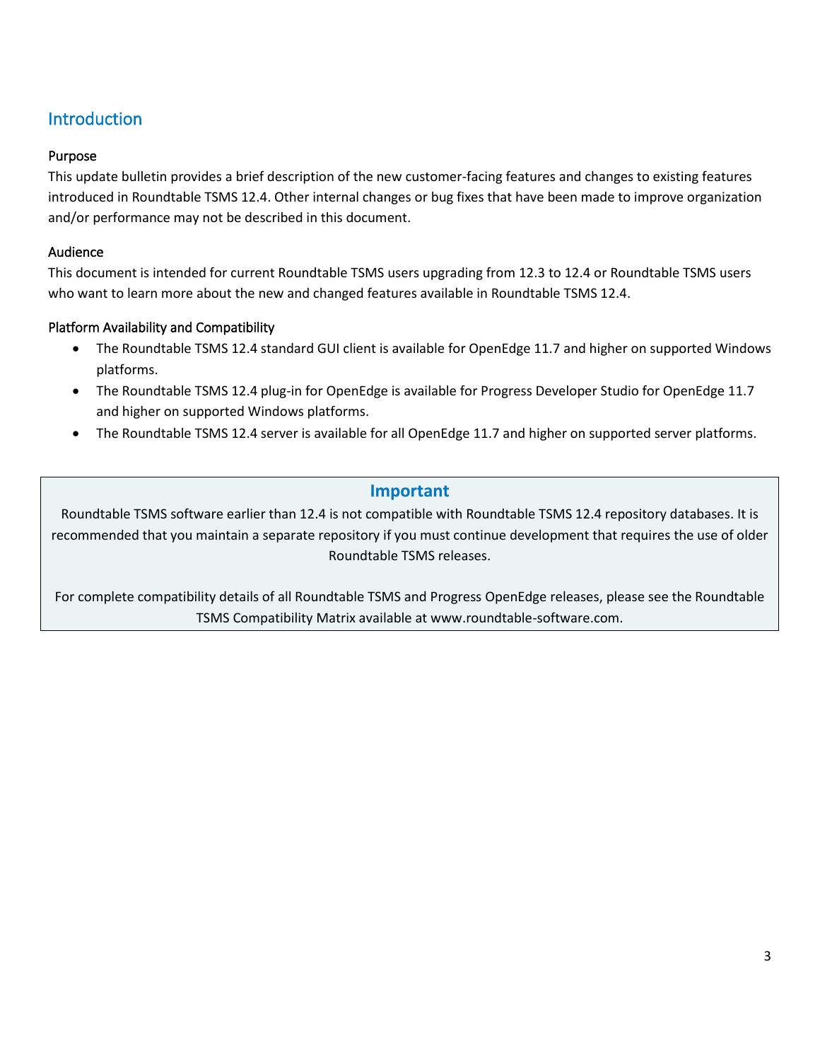## Introduction

### Purpose

This update bulletin provides a brief description of the new customer-facing features and changes to existing features introduced in Roundtable TSMS 12.4. Other internal changes or bug fixes that have been made to improve organization and/or performance may not be described in this document.

### Audience

This document is intended for current Roundtable TSMS users upgrading from 12.3 to 12.4 or Roundtable TSMS users who want to learn more about the new and changed features available in Roundtable TSMS 12.4.

### Platform Availability and Compatibility

- The Roundtable TSMS 12.4 standard GUI client is available for OpenEdge 11.7 and higher on supported Windows platforms.
- The Roundtable TSMS 12.4 plug-in for OpenEdge is available for Progress Developer Studio for OpenEdge 11.7 and higher on supported Windows platforms.
- The Roundtable TSMS 12.4 server is available for all OpenEdge 11.7 and higher on supported server platforms.

**Important**

Roundtable TSMS software earlier than 12.4 is not compatible with Roundtable TSMS 12.4 repository databases. It is recommended that you maintain a separate repository if you must continue development that requires the use of older Roundtable TSMS releases.

For complete compatibility details of all Roundtable TSMS and Progress OpenEdge releases, please see the Roundtable TSMS Compatibility Matrix available at www.roundtable-software.com.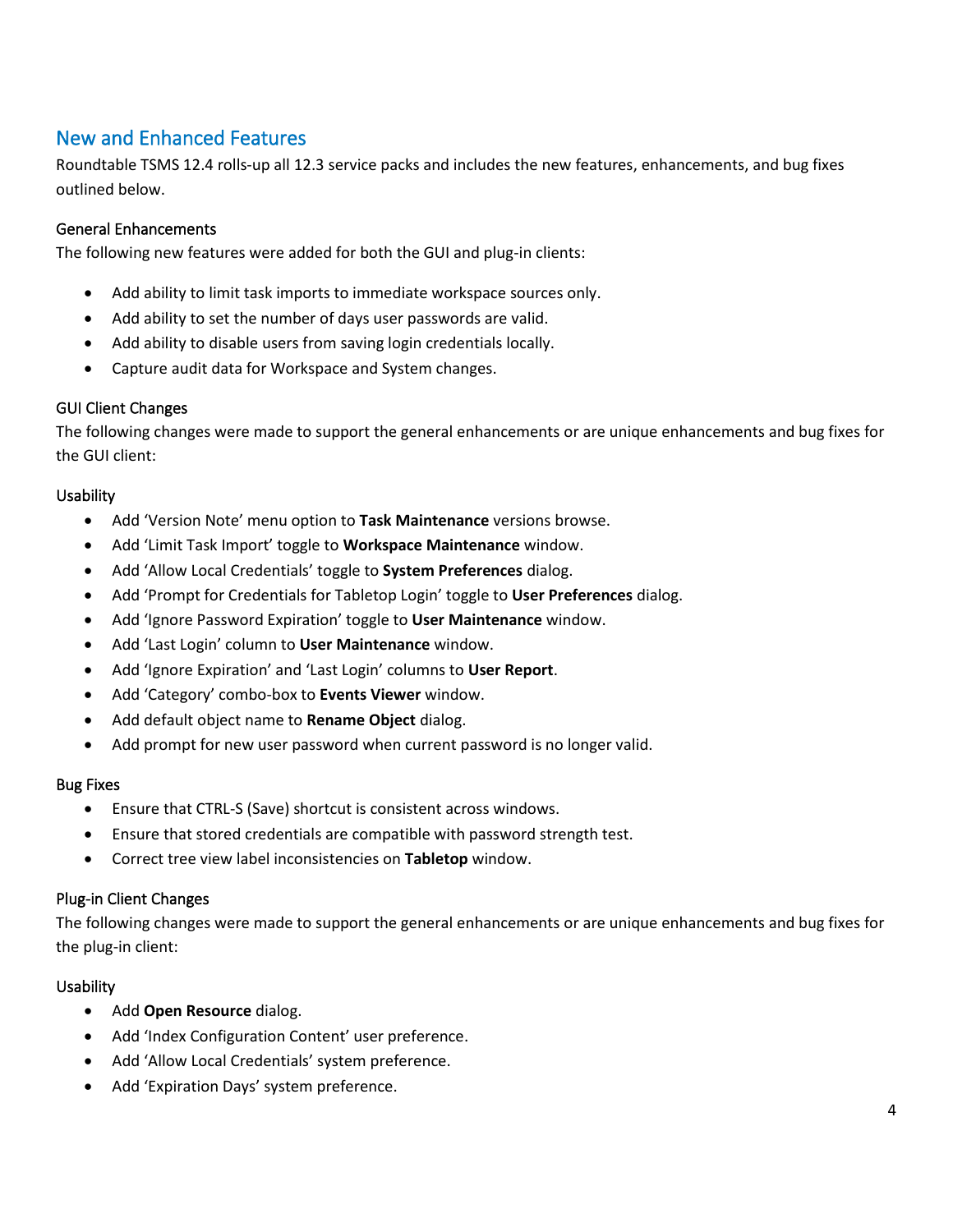## New and Enhanced Features

Roundtable TSMS 12.4 rolls-up all 12.3 service packs and includes the new features, enhancements, and bug fixes outlined below.

### General Enhancements

The following new features were added for both the GUI and plug-in clients:

- Add ability to limit task imports to immediate workspace sources only.
- Add ability to set the number of days user passwords are valid.
- Add ability to disable users from saving login credentials locally.
- Capture audit data for Workspace and System changes.

### GUI Client Changes

The following changes were made to support the general enhancements or are unique enhancements and bug fixes for the GUI client:

#### Usability

- Add 'Version Note' menu option to **Task Maintenance** versions browse.
- Add 'Limit Task Import' toggle to **Workspace Maintenance** window.
- Add 'Allow Local Credentials' toggle to **System Preferences** dialog.
- Add 'Prompt for Credentials for Tabletop Login' toggle to **User Preferences** dialog.
- Add 'Ignore Password Expiration' toggle to **User Maintenance** window.
- Add 'Last Login' column to **User Maintenance** window.
- Add 'Ignore Expiration' and 'Last Login' columns to **User Report**.
- Add 'Category' combo-box to **Events Viewer** window.
- Add default object name to **Rename Object** dialog.
- Add prompt for new user password when current password is no longer valid.

#### Bug Fixes

- Ensure that CTRL-S (Save) shortcut is consistent across windows.
- Ensure that stored credentials are compatible with password strength test.
- Correct tree view label inconsistencies on **Tabletop** window.

### Plug-in Client Changes

The following changes were made to support the general enhancements or are unique enhancements and bug fixes for the plug-in client:

#### Usability

- Add **Open Resource** dialog.
- Add 'Index Configuration Content' user preference.
- Add 'Allow Local Credentials' system preference.
- Add 'Expiration Days' system preference.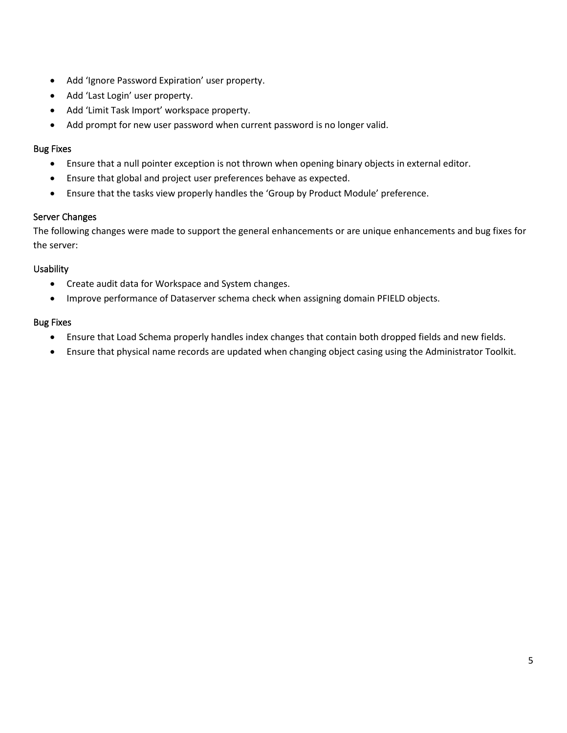- Add 'Ignore Password Expiration' user property.
- Add 'Last Login' user property.
- Add 'Limit Task Import' workspace property.
- Add prompt for new user password when current password is no longer valid.

### Bug Fixes

- Ensure that a null pointer exception is not thrown when opening binary objects in external editor.
- Ensure that global and project user preferences behave as expected.
- Ensure that the tasks view properly handles the 'Group by Product Module' preference.

## Server Changes

The following changes were made to support the general enhancements or are unique enhancements and bug fixes for the server:

### Usability

- Create audit data for Workspace and System changes.
- Improve performance of Dataserver schema check when assigning domain PFIELD objects.

### Bug Fixes

- Ensure that Load Schema properly handles index changes that contain both dropped fields and new fields.
- Ensure that physical name records are updated when changing object casing using the Administrator Toolkit.